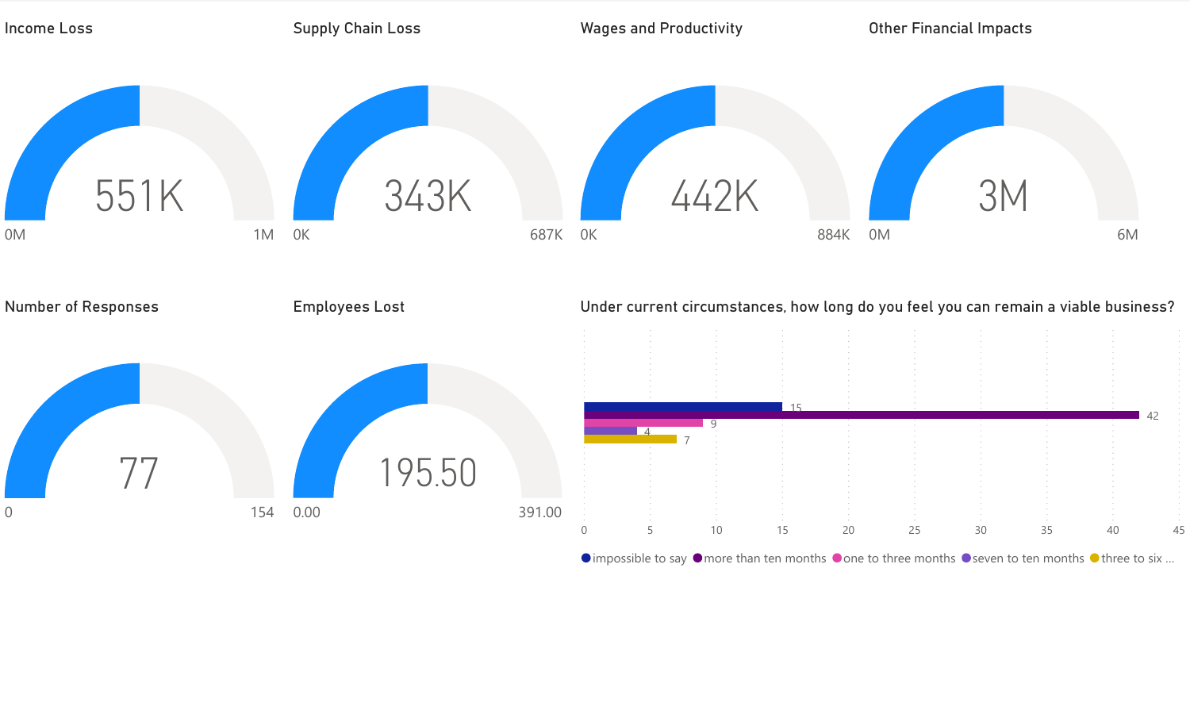## Income Loss

551K

0M — 1M

## Supply Chain Loss

343K

0K — 687K

## Wages and Productivity

442K

0K — 884K

## Other Financial Impacts

3M

0M — 6M

## Number of Responses

77

0 — 154

## Employees Lost

195.50

0.00 — 391.00

## Under current circumstances, how long do you feel you can remain a viable business?

| Response | Count |
| --- | --- |
| impossible to say | 15 |
| more than ten months | 42 |
| one to three months | 9 |
| seven to ten months | 4 |
| three to six ... | 7 |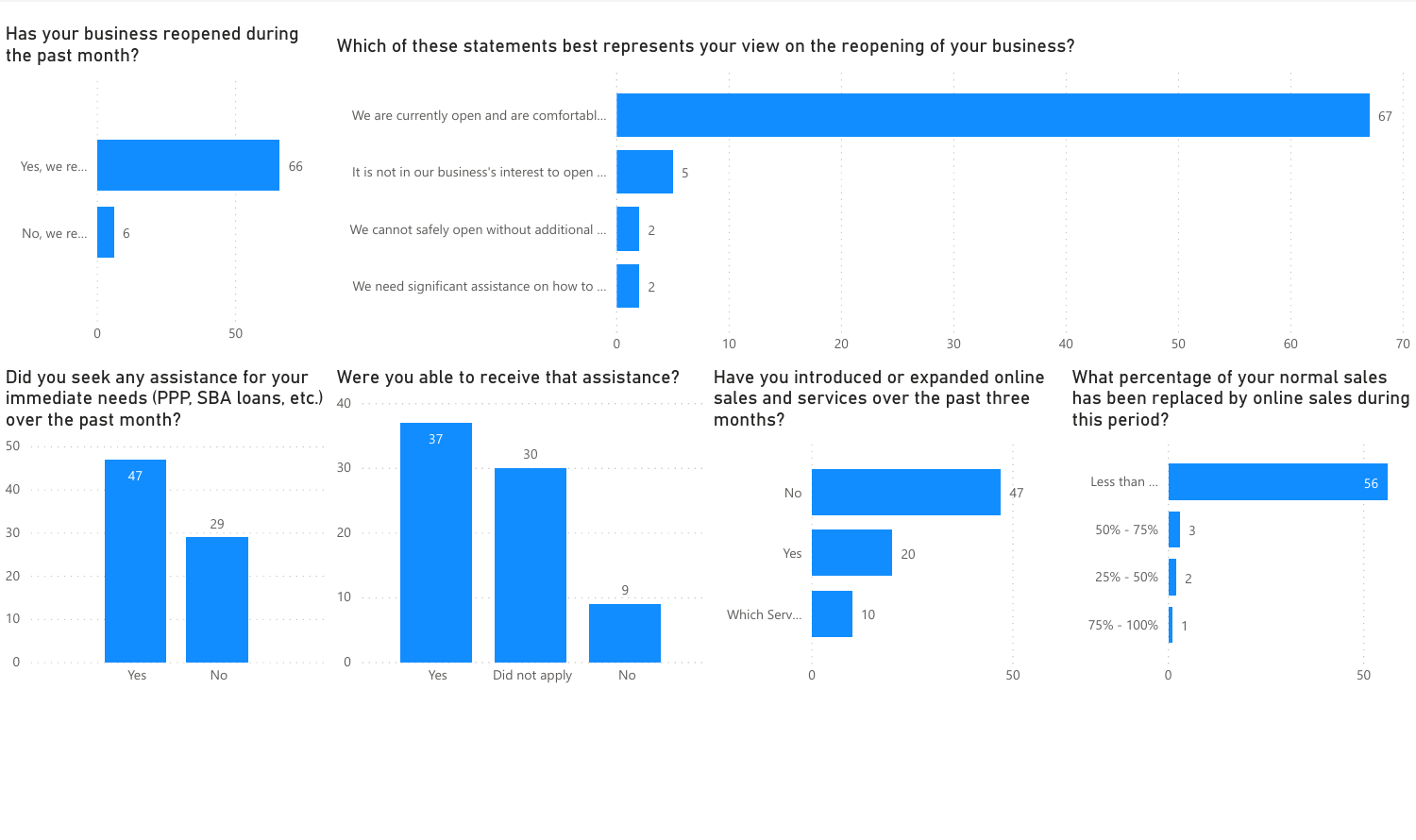## Has your business reopened during the past month?

Yes, we re... 66

No, we re... 6

0 50

## Which of these statements best represents your view on the reopening of your business?

We are currently open and are comfortabl... 67

It is not in our business's interest to open ... 5

We cannot safely open without additional ... 2

We need significant assistance on how to ... 2

0 10 20 30 40 50 60 70

## Did you seek any assistance for your immediate needs (PPP, SBA loans, etc.) over the past month?

Yes 47

No 29

0 10 20 30 40 50

## Were you able to receive that assistance?

Yes 37

Did not apply 30

No 9

0 10 20 30 40

## Have you introduced or expanded online sales and services over the past three months?

No 47

Yes 20

Which Serv... 10

0 50

## What percentage of your normal sales has been replaced by online sales during this period?

Less than ... 56

50% - 75% 3

25% - 50% 2

75% - 100% 1

0 50